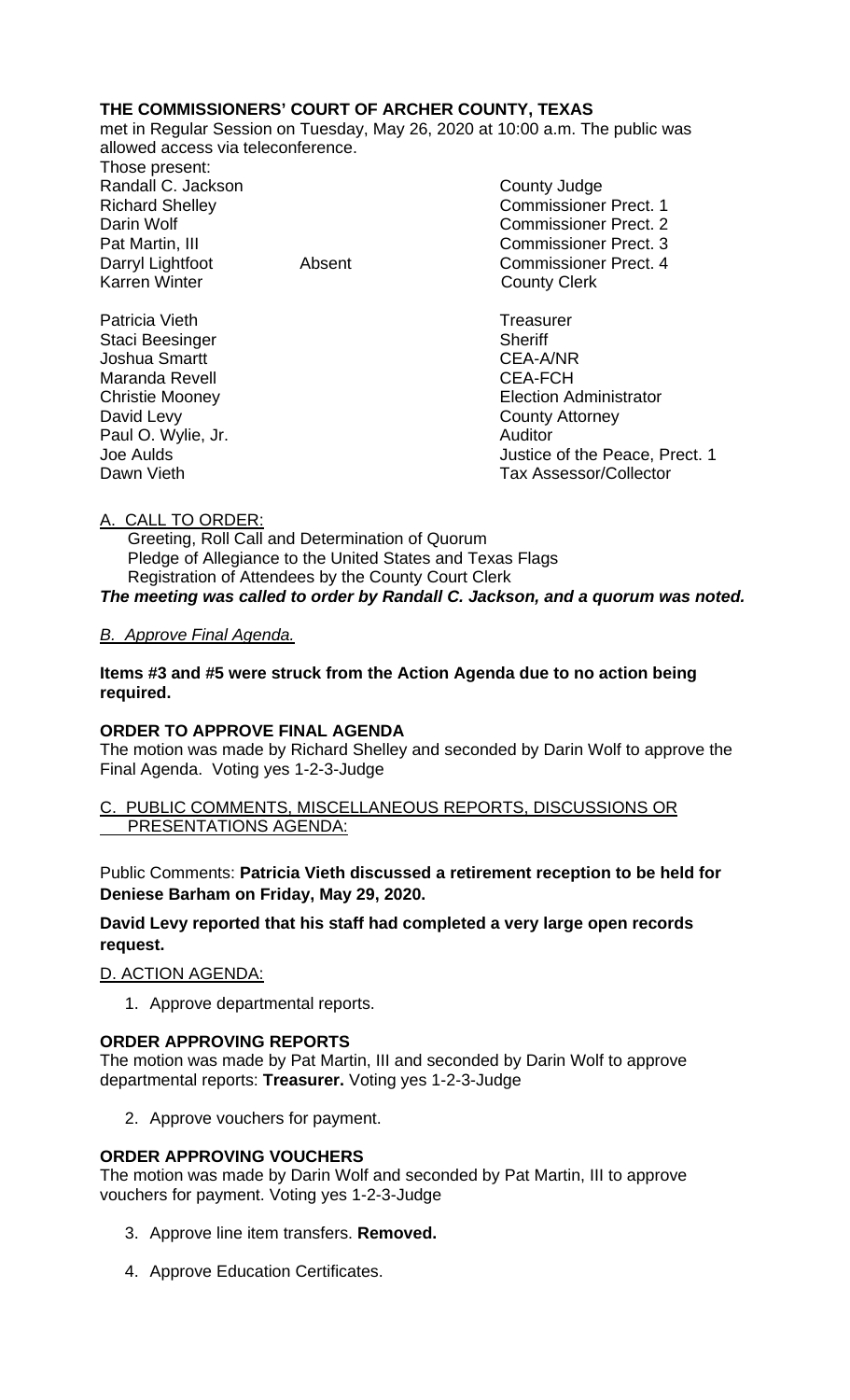**THE COMMISSIONERS' COURT OF ARCHER COUNTY, TEXAS**
met in Regular Session on Tuesday, May 26, 2020 at 10:00 a.m. The public was allowed access via teleconference.

Those present:

| | | |
|---|---|---|
| Randall C. Jackson | | County Judge |
| Richard Shelley | | Commissioner Prect. 1 |
| Darin Wolf | | Commissioner Prect. 2 |
| Pat Martin, III | | Commissioner Prect. 3 |
| Darryl Lightfoot | Absent | Commissioner Prect. 4 |
| Karren Winter | | County Clerk |
| | | |
| Patricia Vieth | | Treasurer |
| Staci Beesinger | | Sheriff |
| Joshua Smartt | | CEA-A/NR |
| Maranda Revell | | CEA-FCH |
| Christie Mooney | | Election Administrator |
| David Levy | | County Attorney |
| Paul O. Wylie, Jr. | | Auditor |
| Joe Aulds | | Justice of the Peace, Prect. 1 |
| Dawn Vieth | | Tax Assessor/Collector |

A. CALL TO ORDER:

Greeting, Roll Call and Determination of Quorum
Pledge of Allegiance to the United States and Texas Flags
Registration of Attendees by the County Court Clerk

***The meeting was called to order by Randall C. Jackson, and a quorum was noted.***

*B. Approve Final Agenda.*

**Items #3 and #5 were struck from the Action Agenda due to no action being required.**

**ORDER TO APPROVE FINAL AGENDA**
The motion was made by Richard Shelley and seconded by Darin Wolf to approve the Final Agenda. Voting yes 1-2-3-Judge

C. PUBLIC COMMENTS, MISCELLANEOUS REPORTS, DISCUSSIONS OR PRESENTATIONS AGENDA:

Public Comments: **Patricia Vieth discussed a retirement reception to be held for Deniese Barham on Friday, May 29, 2020.**

**David Levy reported that his staff had completed a very large open records request.**

D. ACTION AGENDA:

1. Approve departmental reports.

**ORDER APPROVING REPORTS**
The motion was made by Pat Martin, III and seconded by Darin Wolf to approve departmental reports: **Treasurer.** Voting yes 1-2-3-Judge

2. Approve vouchers for payment.

**ORDER APPROVING VOUCHERS**
The motion was made by Darin Wolf and seconded by Pat Martin, III to approve vouchers for payment. Voting yes 1-2-3-Judge

3. Approve line item transfers. **Removed.**

4. Approve Education Certificates.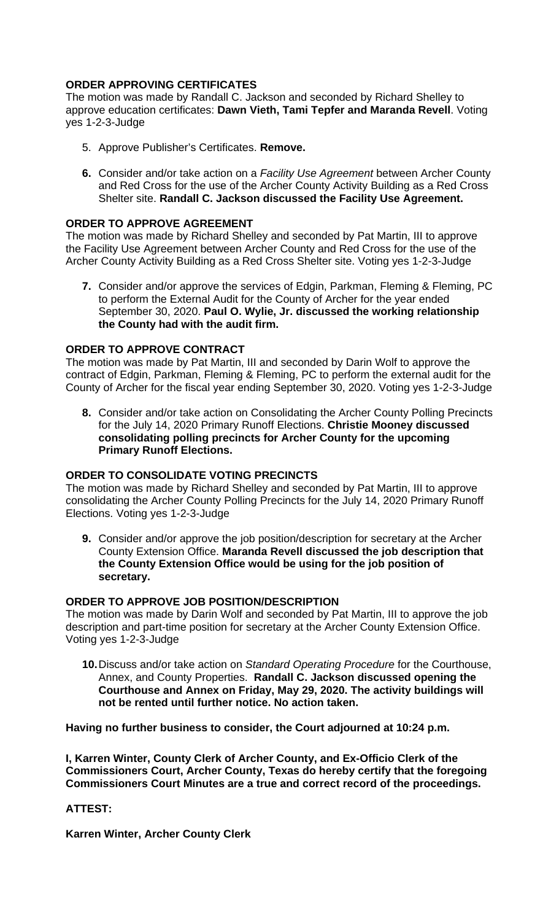**ORDER APPROVING CERTIFICATES**
The motion was made by Randall C. Jackson and seconded by Richard Shelley to approve education certificates: **Dawn Vieth, Tami Tepfer and Maranda Revell**. Voting yes 1-2-3-Judge

5. Approve Publisher's Certificates. **Remove.**

6. Consider and/or take action on a *Facility Use Agreement* between Archer County and Red Cross for the use of the Archer County Activity Building as a Red Cross Shelter site. **Randall C. Jackson discussed the Facility Use Agreement.**

**ORDER TO APPROVE AGREEMENT**
The motion was made by Richard Shelley and seconded by Pat Martin, III to approve the Facility Use Agreement between Archer County and Red Cross for the use of the Archer County Activity Building as a Red Cross Shelter site. Voting yes 1-2-3-Judge

7. Consider and/or approve the services of Edgin, Parkman, Fleming & Fleming, PC to perform the External Audit for the County of Archer for the year ended September 30, 2020. **Paul O. Wylie, Jr. discussed the working relationship the County had with the audit firm.**

**ORDER TO APPROVE CONTRACT**
The motion was made by Pat Martin, III and seconded by Darin Wolf to approve the contract of Edgin, Parkman, Fleming & Fleming, PC to perform the external audit for the County of Archer for the fiscal year ending September 30, 2020. Voting yes 1-2-3-Judge

8. Consider and/or take action on Consolidating the Archer County Polling Precincts for the July 14, 2020 Primary Runoff Elections. **Christie Mooney discussed consolidating polling precincts for Archer County for the upcoming Primary Runoff Elections.**

**ORDER TO CONSOLIDATE VOTING PRECINCTS**
The motion was made by Richard Shelley and seconded by Pat Martin, III to approve consolidating the Archer County Polling Precincts for the July 14, 2020 Primary Runoff Elections. Voting yes 1-2-3-Judge

9. Consider and/or approve the job position/description for secretary at the Archer County Extension Office. **Maranda Revell discussed the job description that the County Extension Office would be using for the job position of secretary.**

**ORDER TO APPROVE JOB POSITION/DESCRIPTION**
The motion was made by Darin Wolf and seconded by Pat Martin, III to approve the job description and part-time position for secretary at the Archer County Extension Office. Voting yes 1-2-3-Judge

10. Discuss and/or take action on *Standard Operating Procedure* for the Courthouse, Annex, and County Properties. **Randall C. Jackson discussed opening the Courthouse and Annex on Friday, May 29, 2020. The activity buildings will not be rented until further notice. No action taken.**

**Having no further business to consider, the Court adjourned at 10:24 p.m.**

**I, Karren Winter, County Clerk of Archer County, and Ex-Officio Clerk of the Commissioners Court, Archer County, Texas do hereby certify that the foregoing Commissioners Court Minutes are a true and correct record of the proceedings.**

**ATTEST:**

**Karren Winter, Archer County Clerk**